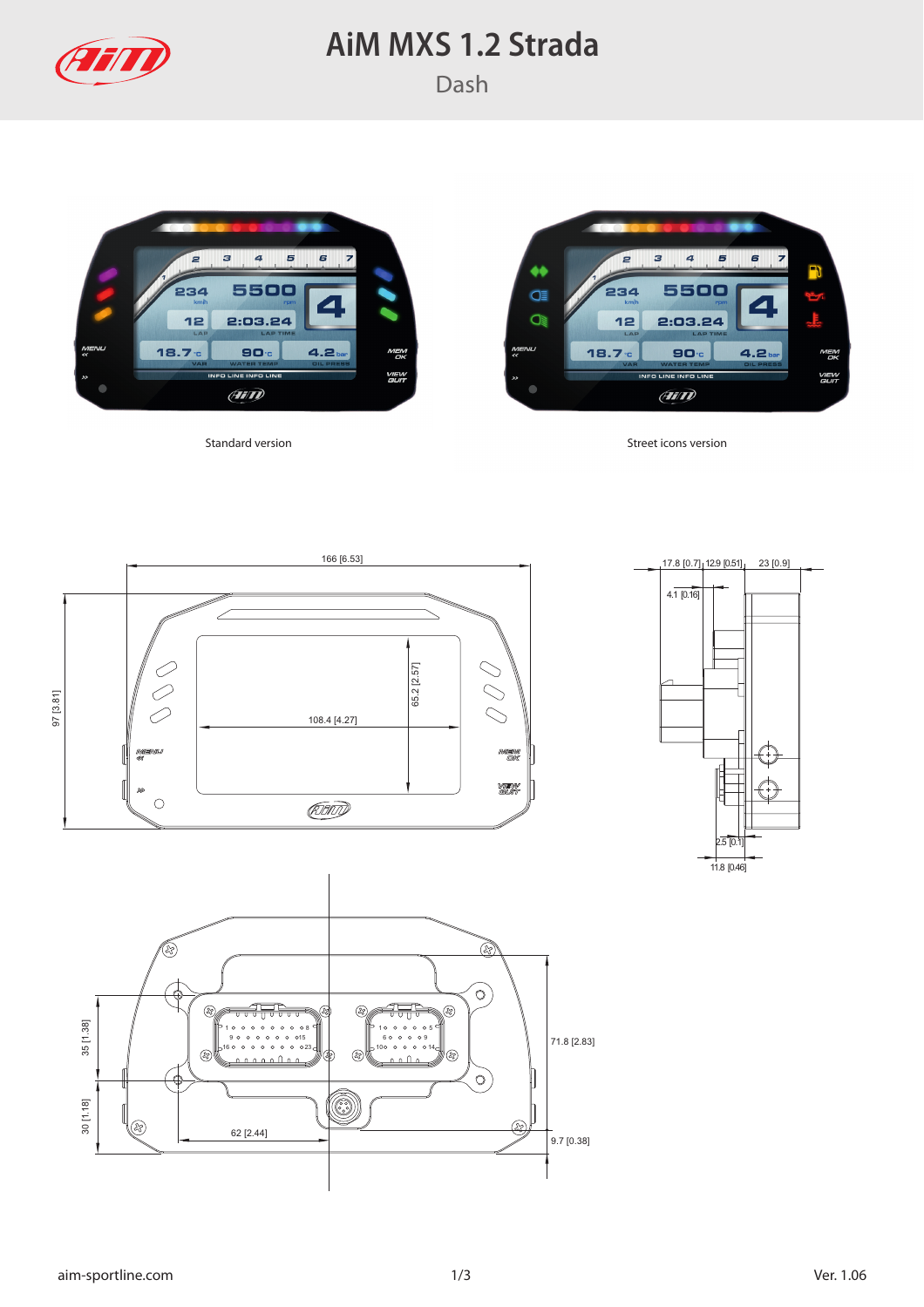# AiM MXS 1.2 Strada

## Dash

Standard version

Street icons version

166 [6.53]

97 [3.81]

108.4 [4.27]

65.2 [2.57]

17.8 [0.7] 12.9 [0.51] 23 [0.9]

4.1 [0.16]

2.5 [0.1]

11.8 [0.46]

35 [1.38]

30 [1.18]

62 [2.44]

71.8 [2.83]

9.7 [0.38]

aim-sportline.com

Ver. 1.06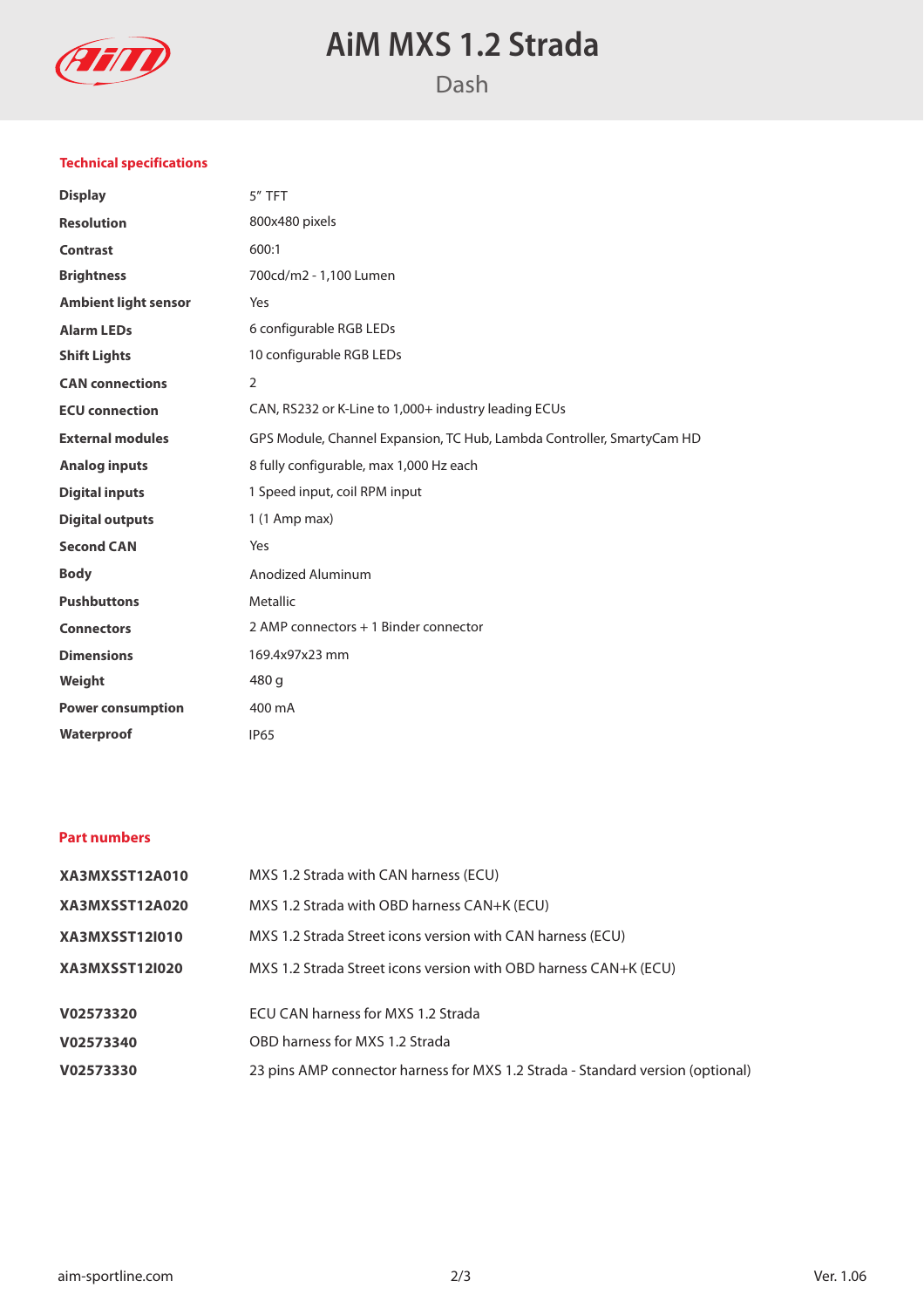# AiM MXS 1.2 Strada

## Dash

### Technical specifications

| | |
|---|---|
| **Display** | 5" TFT |
| **Resolution** | 800x480 pixels |
| **Contrast** | 600:1 |
| **Brightness** | 700cd/m2 - 1,100 Lumen |
| **Ambient light sensor** | Yes |
| **Alarm LEDs** | 6 configurable RGB LEDs |
| **Shift Lights** | 10 configurable RGB LEDs |
| **CAN connections** | 2 |
| **ECU connection** | CAN, RS232 or K-Line to 1,000+ industry leading ECUs |
| **External modules** | GPS Module, Channel Expansion, TC Hub, Lambda Controller, SmartyCam HD |
| **Analog inputs** | 8 fully configurable, max 1,000 Hz each |
| **Digital inputs** | 1 Speed input, coil RPM input |
| **Digital outputs** | 1 (1 Amp max) |
| **Second CAN** | Yes |
| **Body** | Anodized Aluminum |
| **Pushbuttons** | Metallic |
| **Connectors** | 2 AMP connectors + 1 Binder connector |
| **Dimensions** | 169.4x97x23 mm |
| **Weight** | 480 g |
| **Power consumption** | 400 mA |
| **Waterproof** | IP65 |

### Part numbers

| | |
|---|---|
| **XA3MXSST12A010** | MXS 1.2 Strada with CAN harness (ECU) |
| **XA3MXSST12A020** | MXS 1.2 Strada with OBD harness CAN+K (ECU) |
| **XA3MXSST12I010** | MXS 1.2 Strada Street icons version with CAN harness (ECU) |
| **XA3MXSST12I020** | MXS 1.2 Strada Street icons version with OBD harness CAN+K (ECU) |
| **V02573320** | ECU CAN harness for MXS 1.2 Strada |
| **V02573340** | OBD harness for MXS 1.2 Strada |
| **V02573330** | 23 pins AMP connector harness for MXS 1.2 Strada - Standard version (optional) |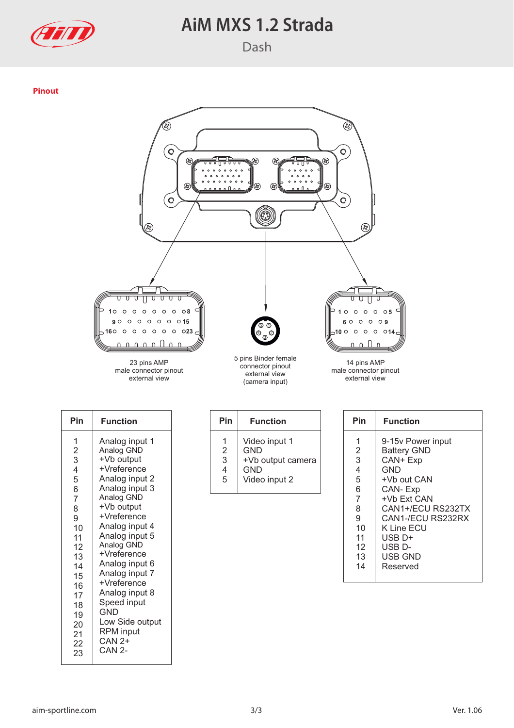# AiM MXS 1.2 Strada

Dash

**Pinout**

1 8
9 15
16 23

23 pins AMP
male connector pinout
external view

5 pins Binder female
connector pinout
external view
(camera input)

1 5
6 9
10 14

14 pins AMP
male connector pinout
external view

| Pin | Function |
|---|---|
| 1 | Analog input 1 |
| 2 | Analog GND |
| 3 | +Vb output |
| 4 | +Vreference |
| 5 | Analog input 2 |
| 6 | Analog input 3 |
| 7 | Analog GND |
| 8 | +Vb output |
| 9 | +Vreference |
| 10 | Analog input 4 |
| 11 | Analog input 5 |
| 12 | Analog GND |
| 13 | +Vreference |
| 14 | Analog input 6 |
| 15 | Analog input 7 |
| 16 | +Vreference |
| 17 | Analog input 8 |
| 18 | Speed input |
| 19 | GND |
| 20 | Low Side output |
| 21 | RPM input |
| 22 | CAN 2+ |
| 23 | CAN 2- |

| Pin | Function |
|---|---|
| 1 | Video input 1 |
| 2 | GND |
| 3 | +Vb output camera |
| 4 | GND |
| 5 | Video input 2 |

| Pin | Function |
|---|---|
| 1 | 9-15v Power input |
| 2 | Battery GND |
| 3 | CAN+ Exp |
| 4 | GND |
| 5 | +Vb out CAN |
| 6 | CAN- Exp |
| 7 | +Vb Ext CAN |
| 8 | CAN1+/ECU RS232TX |
| 9 | CAN1-/ECU RS232RX |
| 10 | K Line ECU |
| 11 | USB D+ |
| 12 | USB D- |
| 13 | USB GND |
| 14 | Reserved |

aim-sportline.com

Ver. 1.06